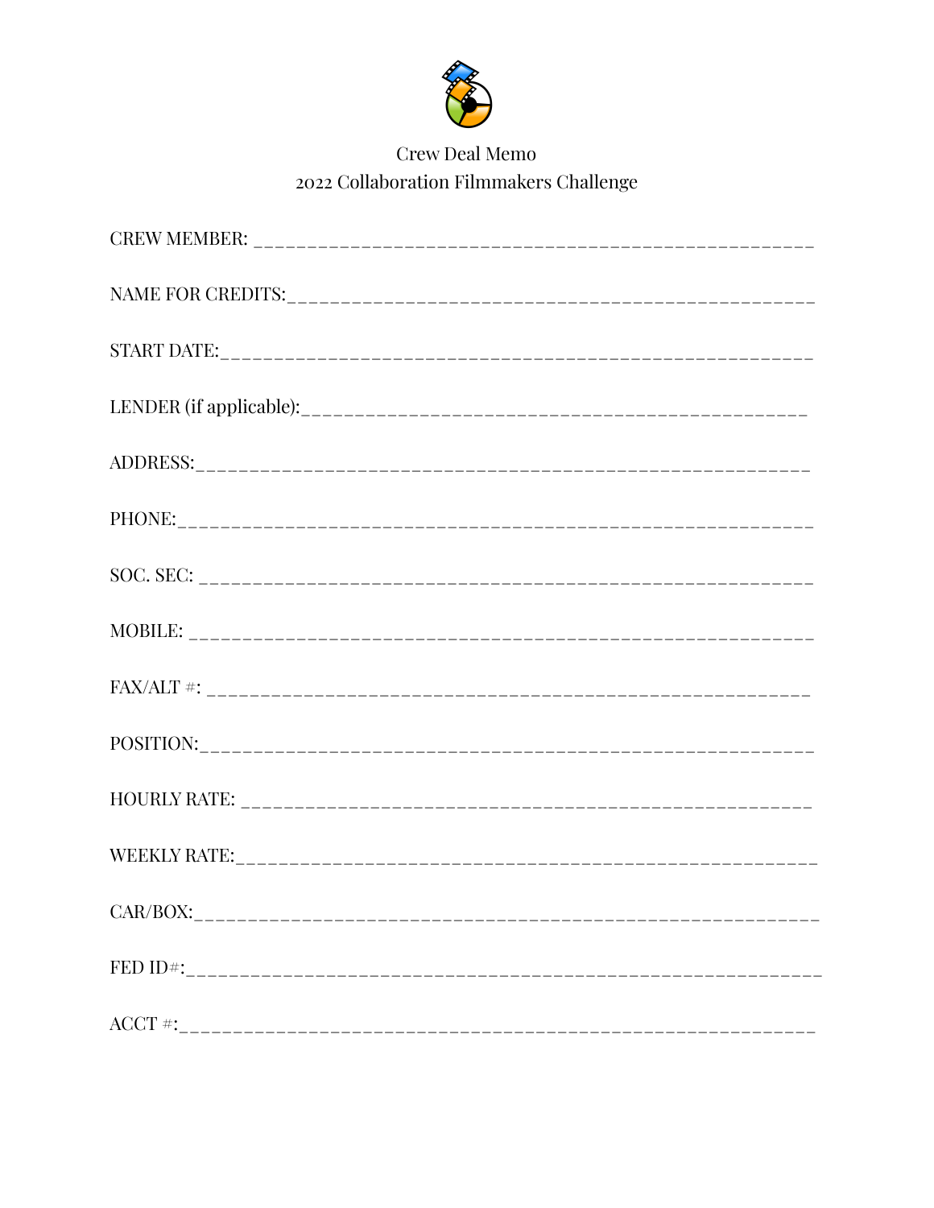Crew Deal Memo

2022 Collaboration Filmmakers Challenge

CREW MEMBER: ______________________________________________________

NAME FOR CREDITS:___________________________________________________

START DATE:_________________________________________________________

LENDER (if applicable):_______________________________________________

ADDRESS:____________________________________________________________

PHONE:______________________________________________________________

SOC. SEC: ___________________________________________________________

MOBILE: _____________________________________________________________

FAX/ALT #: __________________________________________________________

POSITION:____________________________________________________________

HOURLY RATE: ________________________________________________________

WEEKLY RATE:_________________________________________________________

CAR/BOX:_____________________________________________________________

FED ID#:_____________________________________________________________

ACCT #:______________________________________________________________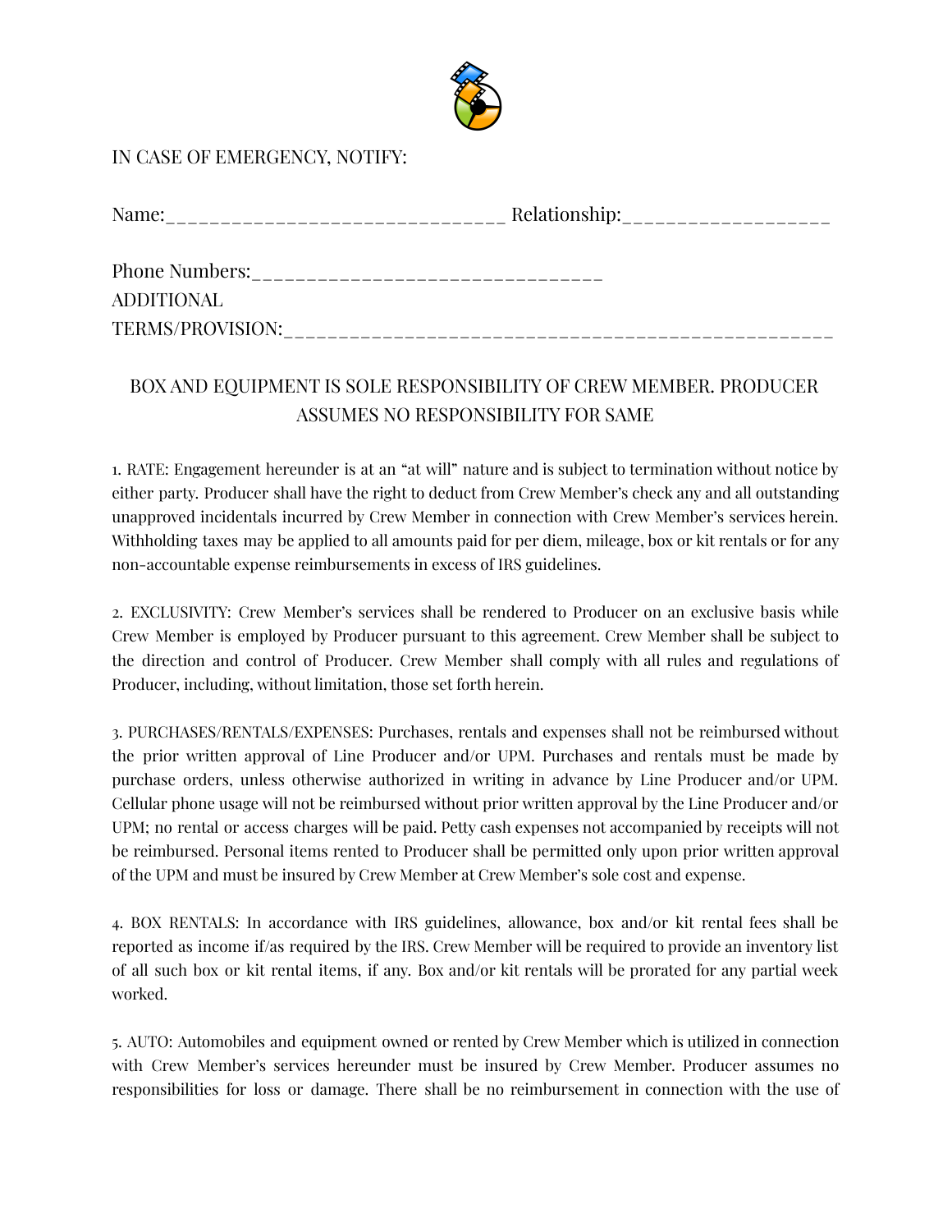IN CASE OF EMERGENCY, NOTIFY:

Name:______________________________ Relationship:__________________

Phone Numbers:_______________________________

ADDITIONAL TERMS/PROVISION:_________________________________________________

BOX AND EQUIPMENT IS SOLE RESPONSIBILITY OF CREW MEMBER. PRODUCER ASSUMES NO RESPONSIBILITY FOR SAME

1. RATE: Engagement hereunder is at an "at will" nature and is subject to termination without notice by either party. Producer shall have the right to deduct from Crew Member's check any and all outstanding unapproved incidentals incurred by Crew Member in connection with Crew Member's services herein. Withholding taxes may be applied to all amounts paid for per diem, mileage, box or kit rentals or for any non-accountable expense reimbursements in excess of IRS guidelines.

2. EXCLUSIVITY: Crew Member's services shall be rendered to Producer on an exclusive basis while Crew Member is employed by Producer pursuant to this agreement. Crew Member shall be subject to the direction and control of Producer. Crew Member shall comply with all rules and regulations of Producer, including, without limitation, those set forth herein.

3. PURCHASES/RENTALS/EXPENSES: Purchases, rentals and expenses shall not be reimbursed without the prior written approval of Line Producer and/or UPM. Purchases and rentals must be made by purchase orders, unless otherwise authorized in writing in advance by Line Producer and/or UPM. Cellular phone usage will not be reimbursed without prior written approval by the Line Producer and/or UPM; no rental or access charges will be paid. Petty cash expenses not accompanied by receipts will not be reimbursed. Personal items rented to Producer shall be permitted only upon prior written approval of the UPM and must be insured by Crew Member at Crew Member's sole cost and expense.

4. BOX RENTALS: In accordance with IRS guidelines, allowance, box and/or kit rental fees shall be reported as income if/as required by the IRS. Crew Member will be required to provide an inventory list of all such box or kit rental items, if any. Box and/or kit rentals will be prorated for any partial week worked.

5. AUTO: Automobiles and equipment owned or rented by Crew Member which is utilized in connection with Crew Member's services hereunder must be insured by Crew Member. Producer assumes no responsibilities for loss or damage. There shall be no reimbursement in connection with the use of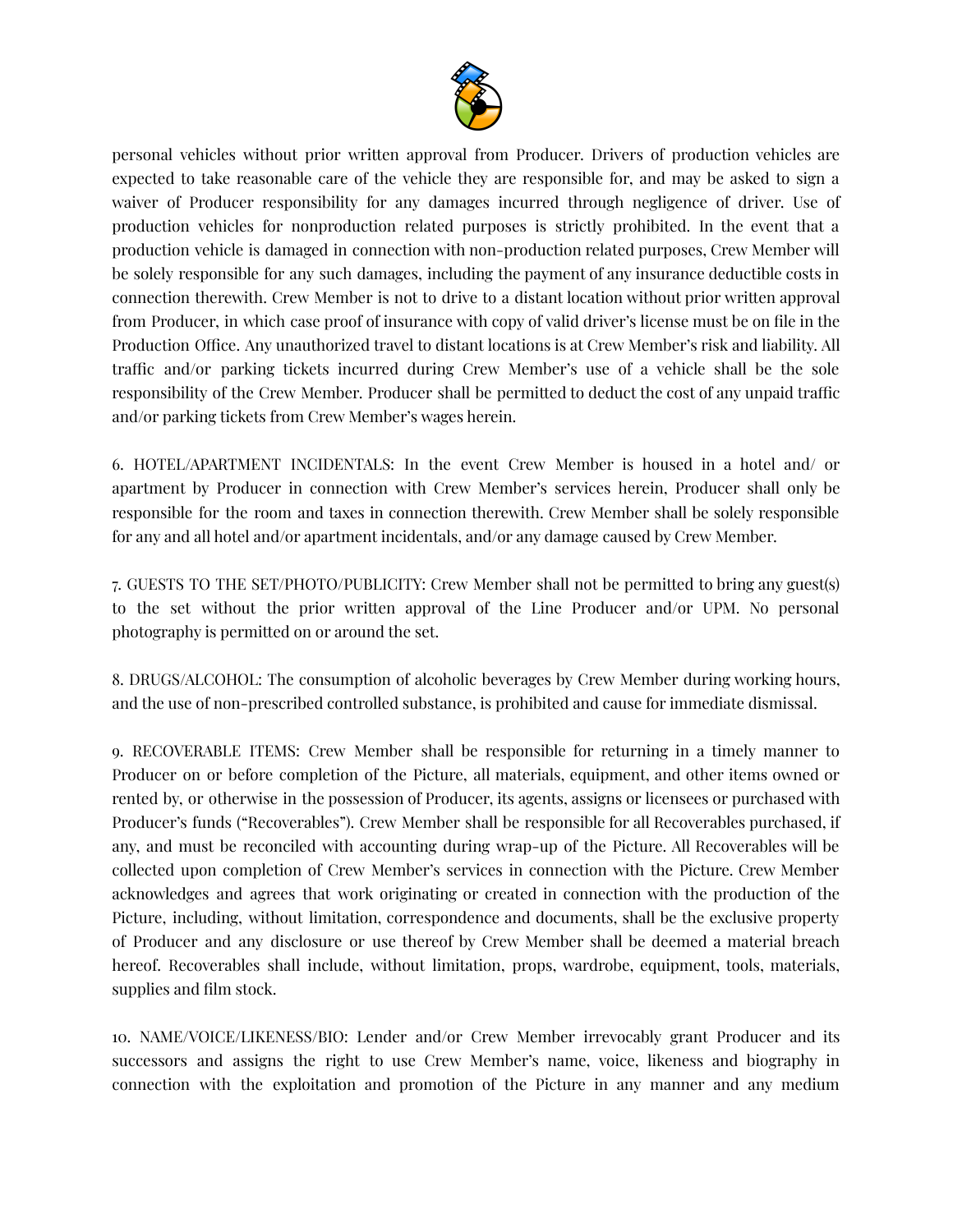personal vehicles without prior written approval from Producer. Drivers of production vehicles are expected to take reasonable care of the vehicle they are responsible for, and may be asked to sign a waiver of Producer responsibility for any damages incurred through negligence of driver. Use of production vehicles for nonproduction related purposes is strictly prohibited. In the event that a production vehicle is damaged in connection with non-production related purposes, Crew Member will be solely responsible for any such damages, including the payment of any insurance deductible costs in connection therewith. Crew Member is not to drive to a distant location without prior written approval from Producer, in which case proof of insurance with copy of valid driver's license must be on file in the Production Office. Any unauthorized travel to distant locations is at Crew Member's risk and liability. All traffic and/or parking tickets incurred during Crew Member's use of a vehicle shall be the sole responsibility of the Crew Member. Producer shall be permitted to deduct the cost of any unpaid traffic and/or parking tickets from Crew Member's wages herein.

6. HOTEL/APARTMENT INCIDENTALS: In the event Crew Member is housed in a hotel and/ or apartment by Producer in connection with Crew Member's services herein, Producer shall only be responsible for the room and taxes in connection therewith. Crew Member shall be solely responsible for any and all hotel and/or apartment incidentals, and/or any damage caused by Crew Member.

7. GUESTS TO THE SET/PHOTO/PUBLICITY: Crew Member shall not be permitted to bring any guest(s) to the set without the prior written approval of the Line Producer and/or UPM. No personal photography is permitted on or around the set.

8. DRUGS/ALCOHOL: The consumption of alcoholic beverages by Crew Member during working hours, and the use of non-prescribed controlled substance, is prohibited and cause for immediate dismissal.

9. RECOVERABLE ITEMS: Crew Member shall be responsible for returning in a timely manner to Producer on or before completion of the Picture, all materials, equipment, and other items owned or rented by, or otherwise in the possession of Producer, its agents, assigns or licensees or purchased with Producer's funds ("Recoverables"). Crew Member shall be responsible for all Recoverables purchased, if any, and must be reconciled with accounting during wrap-up of the Picture. All Recoverables will be collected upon completion of Crew Member's services in connection with the Picture. Crew Member acknowledges and agrees that work originating or created in connection with the production of the Picture, including, without limitation, correspondence and documents, shall be the exclusive property of Producer and any disclosure or use thereof by Crew Member shall be deemed a material breach hereof. Recoverables shall include, without limitation, props, wardrobe, equipment, tools, materials, supplies and film stock.

10. NAME/VOICE/LIKENESS/BIO: Lender and/or Crew Member irrevocably grant Producer and its successors and assigns the right to use Crew Member's name, voice, likeness and biography in connection with the exploitation and promotion of the Picture in any manner and any medium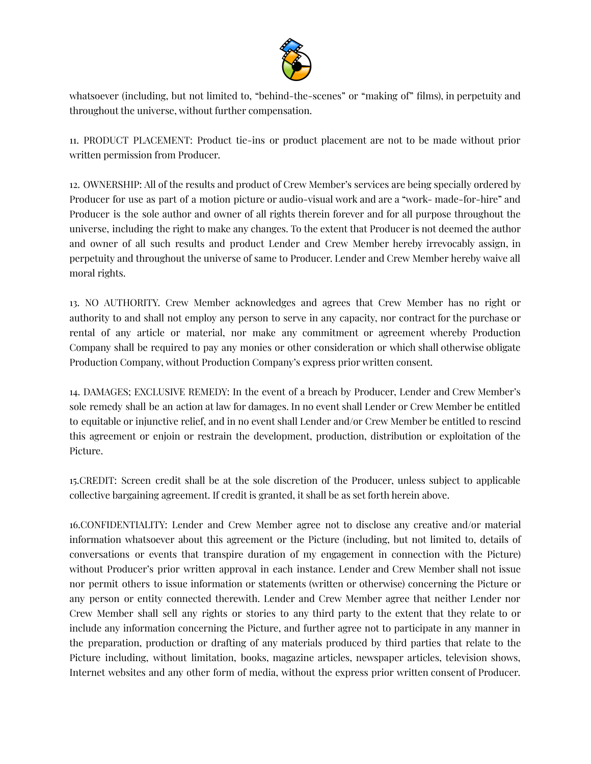whatsoever (including, but not limited to, "behind-the-scenes" or "making of" films), in perpetuity and throughout the universe, without further compensation.

11. PRODUCT PLACEMENT: Product tie-ins or product placement are not to be made without prior written permission from Producer.

12. OWNERSHIP: All of the results and product of Crew Member's services are being specially ordered by Producer for use as part of a motion picture or audio-visual work and are a "work- made-for-hire" and Producer is the sole author and owner of all rights therein forever and for all purpose throughout the universe, including the right to make any changes. To the extent that Producer is not deemed the author and owner of all such results and product Lender and Crew Member hereby irrevocably assign, in perpetuity and throughout the universe of same to Producer. Lender and Crew Member hereby waive all moral rights.

13. NO AUTHORITY. Crew Member acknowledges and agrees that Crew Member has no right or authority to and shall not employ any person to serve in any capacity, nor contract for the purchase or rental of any article or material, nor make any commitment or agreement whereby Production Company shall be required to pay any monies or other consideration or which shall otherwise obligate Production Company, without Production Company's express prior written consent.

14. DAMAGES; EXCLUSIVE REMEDY: In the event of a breach by Producer, Lender and Crew Member's sole remedy shall be an action at law for damages. In no event shall Lender or Crew Member be entitled to equitable or injunctive relief, and in no event shall Lender and/or Crew Member be entitled to rescind this agreement or enjoin or restrain the development, production, distribution or exploitation of the Picture.

15.CREDIT: Screen credit shall be at the sole discretion of the Producer, unless subject to applicable collective bargaining agreement. If credit is granted, it shall be as set forth herein above.

16.CONFIDENTIALITY: Lender and Crew Member agree not to disclose any creative and/or material information whatsoever about this agreement or the Picture (including, but not limited to, details of conversations or events that transpire duration of my engagement in connection with the Picture) without Producer's prior written approval in each instance. Lender and Crew Member shall not issue nor permit others to issue information or statements (written or otherwise) concerning the Picture or any person or entity connected therewith. Lender and Crew Member agree that neither Lender nor Crew Member shall sell any rights or stories to any third party to the extent that they relate to or include any information concerning the Picture, and further agree not to participate in any manner in the preparation, production or drafting of any materials produced by third parties that relate to the Picture including, without limitation, books, magazine articles, newspaper articles, television shows, Internet websites and any other form of media, without the express prior written consent of Producer.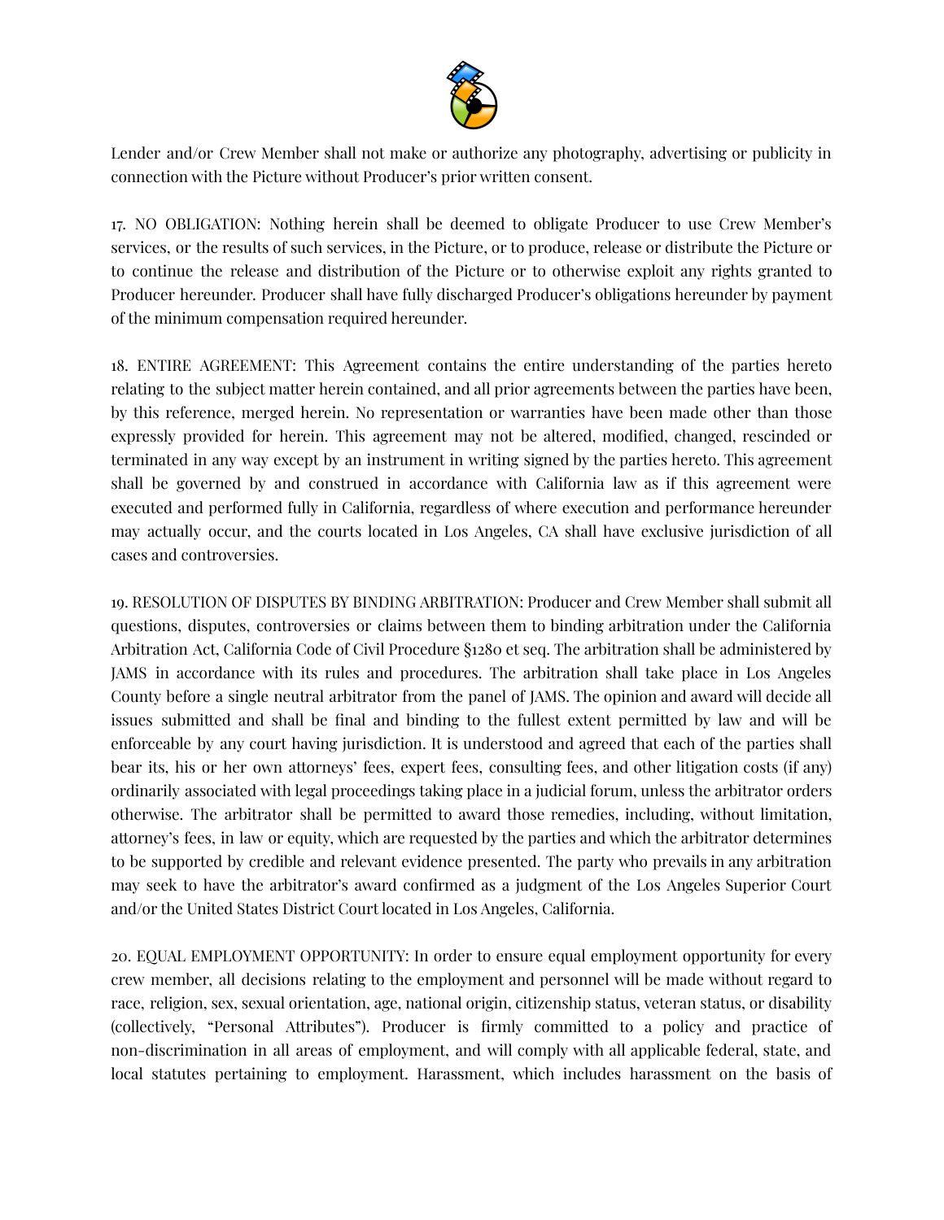Lender and/or Crew Member shall not make or authorize any photography, advertising or publicity in connection with the Picture without Producer's prior written consent.

17. NO OBLIGATION: Nothing herein shall be deemed to obligate Producer to use Crew Member's services, or the results of such services, in the Picture, or to produce, release or distribute the Picture or to continue the release and distribution of the Picture or to otherwise exploit any rights granted to Producer hereunder. Producer shall have fully discharged Producer's obligations hereunder by payment of the minimum compensation required hereunder.

18. ENTIRE AGREEMENT: This Agreement contains the entire understanding of the parties hereto relating to the subject matter herein contained, and all prior agreements between the parties have been, by this reference, merged herein. No representation or warranties have been made other than those expressly provided for herein. This agreement may not be altered, modified, changed, rescinded or terminated in any way except by an instrument in writing signed by the parties hereto. This agreement shall be governed by and construed in accordance with California law as if this agreement were executed and performed fully in California, regardless of where execution and performance hereunder may actually occur, and the courts located in Los Angeles, CA shall have exclusive jurisdiction of all cases and controversies.

19. RESOLUTION OF DISPUTES BY BINDING ARBITRATION: Producer and Crew Member shall submit all questions, disputes, controversies or claims between them to binding arbitration under the California Arbitration Act, California Code of Civil Procedure §1280 et seq. The arbitration shall be administered by JAMS in accordance with its rules and procedures. The arbitration shall take place in Los Angeles County before a single neutral arbitrator from the panel of JAMS. The opinion and award will decide all issues submitted and shall be final and binding to the fullest extent permitted by law and will be enforceable by any court having jurisdiction. It is understood and agreed that each of the parties shall bear its, his or her own attorneys' fees, expert fees, consulting fees, and other litigation costs (if any) ordinarily associated with legal proceedings taking place in a judicial forum, unless the arbitrator orders otherwise. The arbitrator shall be permitted to award those remedies, including, without limitation, attorney's fees, in law or equity, which are requested by the parties and which the arbitrator determines to be supported by credible and relevant evidence presented. The party who prevails in any arbitration may seek to have the arbitrator's award confirmed as a judgment of the Los Angeles Superior Court and/or the United States District Court located in Los Angeles, California.

20. EQUAL EMPLOYMENT OPPORTUNITY: In order to ensure equal employment opportunity for every crew member, all decisions relating to the employment and personnel will be made without regard to race, religion, sex, sexual orientation, age, national origin, citizenship status, veteran status, or disability (collectively, "Personal Attributes"). Producer is firmly committed to a policy and practice of non-discrimination in all areas of employment, and will comply with all applicable federal, state, and local statutes pertaining to employment. Harassment, which includes harassment on the basis of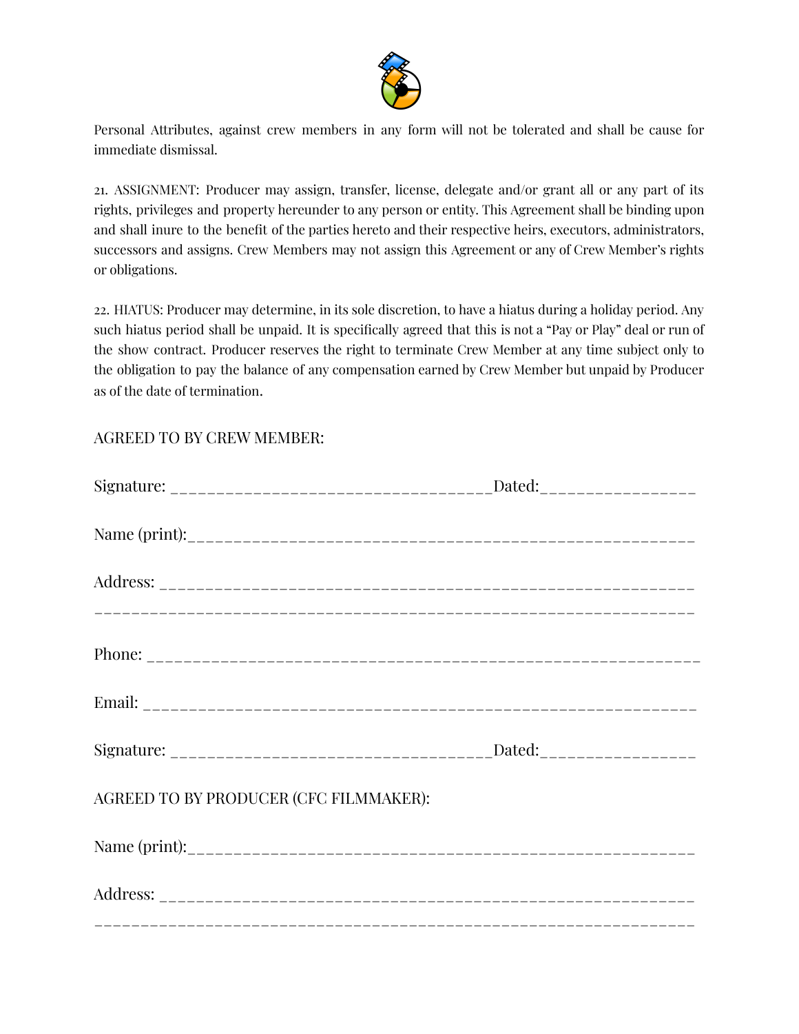Personal Attributes, against crew members in any form will not be tolerated and shall be cause for immediate dismissal.

21. ASSIGNMENT: Producer may assign, transfer, license, delegate and/or grant all or any part of its rights, privileges and property hereunder to any person or entity. This Agreement shall be binding upon and shall inure to the benefit of the parties hereto and their respective heirs, executors, administrators, successors and assigns. Crew Members may not assign this Agreement or any of Crew Member's rights or obligations.

22. HIATUS: Producer may determine, in its sole discretion, to have a hiatus during a holiday period. Any such hiatus period shall be unpaid. It is specifically agreed that this is not a "Pay or Play" deal or run of the show contract. Producer reserves the right to terminate Crew Member at any time subject only to the obligation to pay the balance of any compensation earned by Crew Member but unpaid by Producer as of the date of termination.

AGREED TO BY CREW MEMBER:

Signature: __________________________________Dated:________________

Name (print):_______________________________________________________

Address: ___________________________________________________________
_______________________________________________________________

Phone: ____________________________________________________________

Email: ____________________________________________________________

Signature: __________________________________Dated:________________

AGREED TO BY PRODUCER (CFC FILMMAKER):

Name (print):_______________________________________________________

Address: ___________________________________________________________
_______________________________________________________________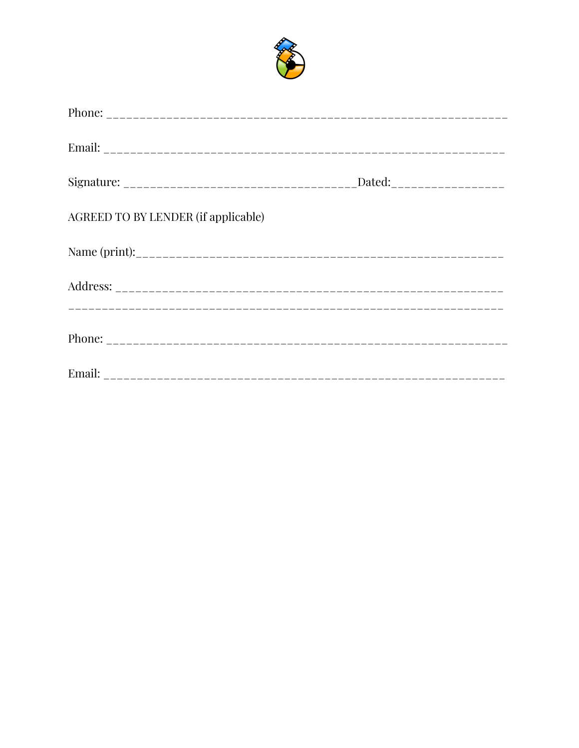Phone: ____________________________________________________________

Email: ____________________________________________________________

Signature: ___________________________________Dated:_________________

AGREED TO BY LENDER (if applicable)

Name (print):________________________________________________________

Address: ___________________________________________________________
___________________________________________________________________

Phone: ____________________________________________________________

Email: ____________________________________________________________